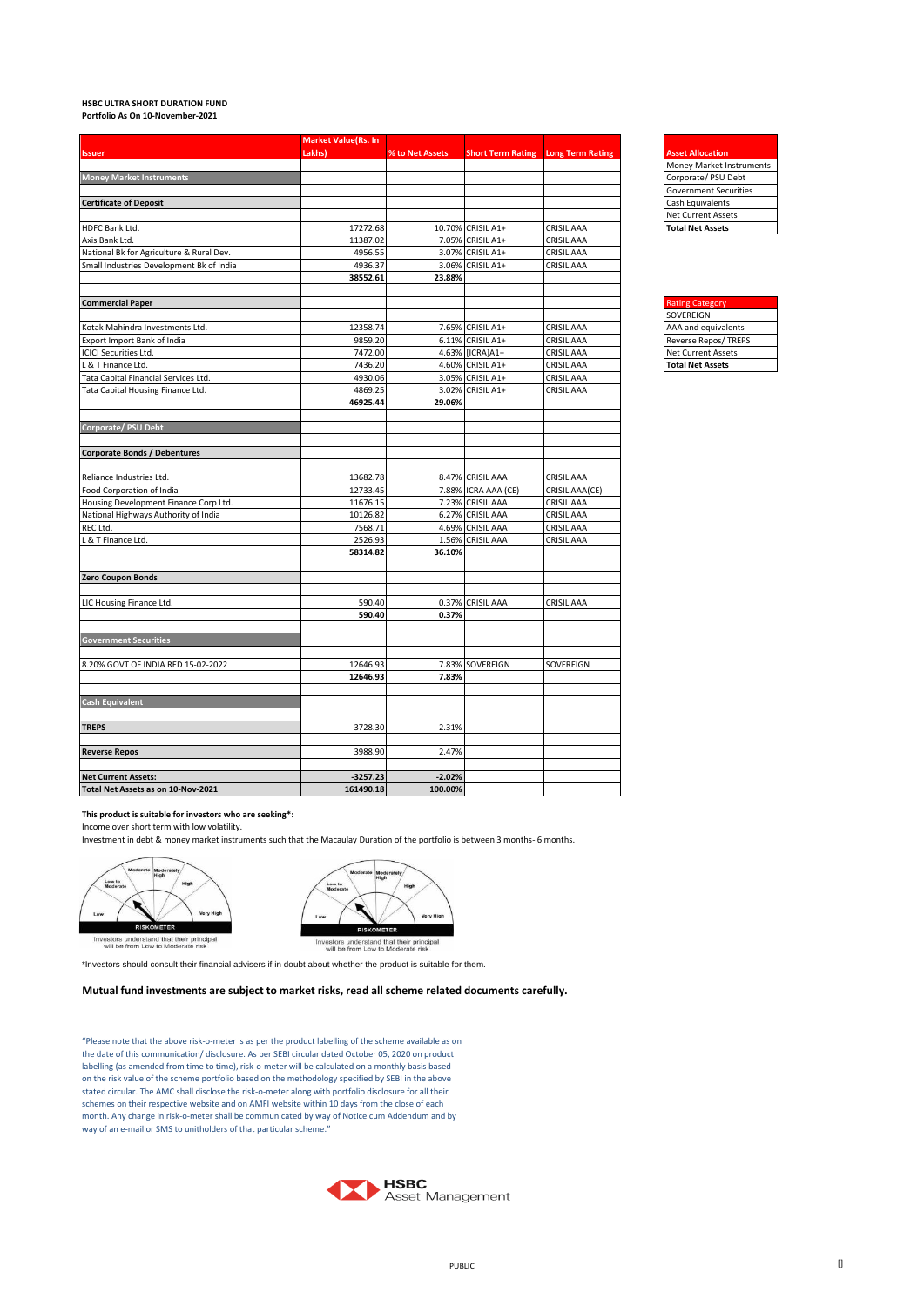**HSBC ULTRA SHORT DURATION FUND**
**Portfolio As On 10-November-2021**

| Issuer | Market Value(Rs. In Lakhs) | % to Net Assets | Short Term Rating | Long Term Rating |
|---|---|---|---|---|
| **Money Market Instruments** | | | | |
| **Certificate of Deposit** | | | | |
| HDFC Bank Ltd. | 17272.68 | 10.70% | CRISIL A1+ | CRISIL AAA |
| Axis Bank Ltd. | 11387.02 | 7.05% | CRISIL A1+ | CRISIL AAA |
| National Bk for Agriculture & Rural Dev. | 4956.55 | 3.07% | CRISIL A1+ | CRISIL AAA |
| Small Industries Development Bk of India | 4936.37 | 3.06% | CRISIL A1+ | CRISIL AAA |
| | **38552.61** | **23.88%** | | |
| **Commercial Paper** | | | | |
| Kotak Mahindra Investments Ltd. | 12358.74 | 7.65% | CRISIL A1+ | CRISIL AAA |
| Export Import Bank of India | 9859.20 | 6.11% | CRISIL A1+ | CRISIL AAA |
| ICICI Securities Ltd. | 7472.00 | 4.63% | [ICRA]A1+ | CRISIL AAA |
| L & T Finance Ltd. | 7436.20 | 4.60% | CRISIL A1+ | CRISIL AAA |
| Tata Capital Financial Services Ltd. | 4930.06 | 3.05% | CRISIL A1+ | CRISIL AAA |
| Tata Capital Housing Finance Ltd. | 4869.25 | 3.02% | CRISIL A1+ | CRISIL AAA |
| | **46925.44** | **29.06%** | | |
| **Corporate/ PSU Debt** | | | | |
| **Corporate Bonds / Debentures** | | | | |
| Reliance Industries Ltd. | 13682.78 | 8.47% | CRISIL AAA | CRISIL AAA |
| Food Corporation of India | 12733.45 | 7.88% | ICRA AAA (CE) | CRISIL AAA(CE) |
| Housing Development Finance Corp Ltd. | 11676.15 | 7.23% | CRISIL AAA | CRISIL AAA |
| National Highways Authority of India | 10126.82 | 6.27% | CRISIL AAA | CRISIL AAA |
| REC Ltd. | 7568.71 | 4.69% | CRISIL AAA | CRISIL AAA |
| L & T Finance Ltd. | 2526.93 | 1.56% | CRISIL AAA | CRISIL AAA |
| | **58314.82** | **36.10%** | | |
| **Zero Coupon Bonds** | | | | |
| LIC Housing Finance Ltd. | 590.40 | 0.37% | CRISIL AAA | CRISIL AAA |
| | **590.40** | **0.37%** | | |
| **Government Securities** | | | | |
| 8.20% GOVT OF INDIA RED 15-02-2022 | 12646.93 | 7.83% | SOVEREIGN | SOVEREIGN |
| | **12646.93** | **7.83%** | | |
| **Cash Equivalent** | | | | |
| **TREPS** | 3728.30 | 2.31% | | |
| **Reverse Repos** | 3988.90 | 2.47% | | |
| **Net Current Assets:** | **-3257.23** | **-2.02%** | | |
| **Total Net Assets as on 10-Nov-2021** | **161490.18** | **100.00%** | | |

| Asset Allocation |
|---|
| Money Market Instruments |
| Corporate/ PSU Debt |
| Government Securities |
| Cash Equivalents |
| Net Current Assets |
| **Total Net Assets** |

| Rating Category |
|---|
| SOVEREIGN |
| AAA and equivalents |
| Reverse Repos/ TREPS |
| Net Current Assets |
| **Total Net Assets** |

**This product is suitable for investors who are seeking*:**

Income over short term with low volatility.

Investment in debt & money market instruments such that the Macaulay Duration of the portfolio is between 3 months- 6 months.

Investors understand that their principal will be from Low to Moderate risk

Investors understand that their principal will be from Low to Moderate risk

*Investors should consult their financial advisers in doubt about whether the product is suitable for them.

**Mutual fund investments are subject to market risks, read all scheme related documents carefully.**

"Please note that the above risk-o-meter is as per the product labelling of the scheme available as on the date of this communication/ disclosure. As per SEBI circular dated October 05, 2020 on product labelling (as amended from time to time), risk-o-meter will be calculated on a monthly basis based on the risk value of the scheme portfolio based on the methodology specified by SEBI in the above stated circular. The AMC shall disclose the risk-o-meter along with portfolio disclosure for all their schemes on their respective website and on AMFI website within 10 days from the close of each month. Any change in risk-o-meter shall be communicated by way of Notice cum Addendum and by way of an e-mail or SMS to unitholders of that particular scheme."

HSBC Asset Management

PUBLIC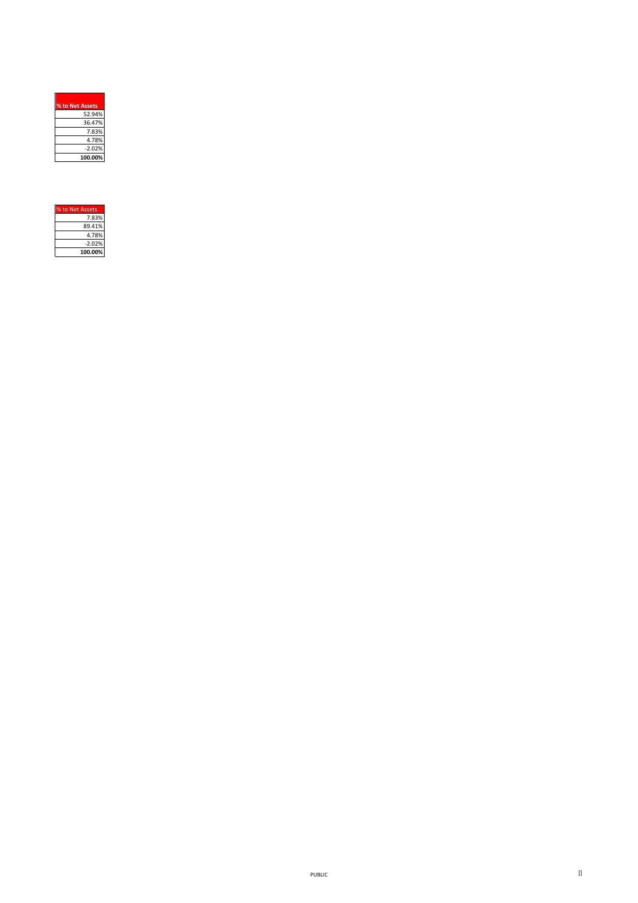| % to Net Assets |
|---|
| 52.94% |
| 36.47% |
| 7.83% |
| 4.78% |
| -2.02% |
| **100.00%** |

| % to Net Assets |
|---|
| 7.83% |
| 89.41% |
| 4.78% |
| -2.02% |
| **100.00%** |

PUBLIC